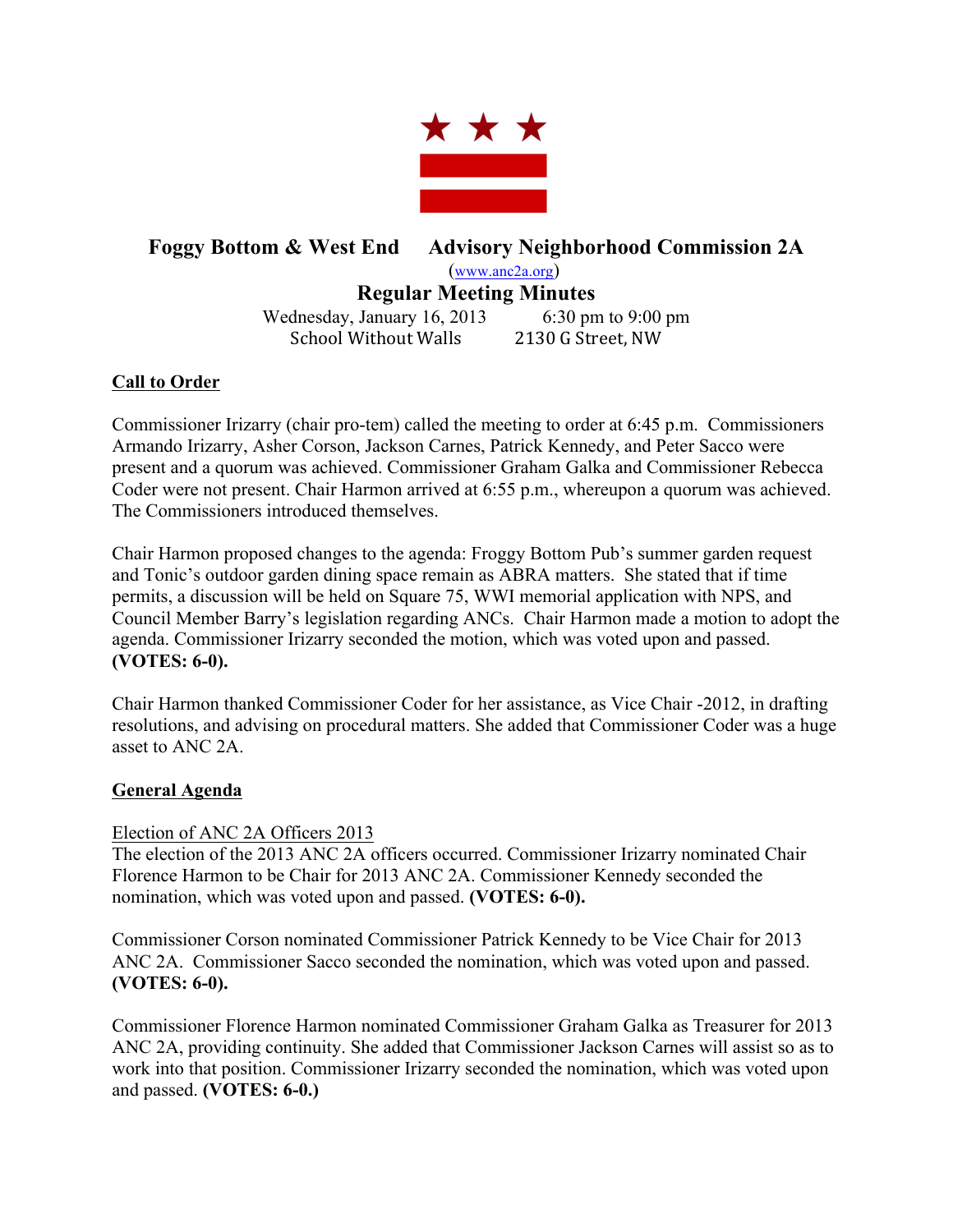# Foggy Bottom & West End Advisory Neighborhood Commission 2A

(www.anc2a.org)

## Regular Meeting Minutes

Wednesday, January 16, 2013 6:30 pm to 9:00 pm
School Without Walls 2130 G Street, NW

**Call to Order**

Commissioner Irizarry (chair pro-tem) called the meeting to order at 6:45 p.m. Commissioners Armando Irizarry, Asher Corson, Jackson Carnes, Patrick Kennedy, and Peter Sacco were present and a quorum was achieved. Commissioner Graham Galka and Commissioner Rebecca Coder were not present. Chair Harmon arrived at 6:55 p.m., whereupon a quorum was achieved. The Commissioners introduced themselves.

Chair Harmon proposed changes to the agenda: Froggy Bottom Pub's summer garden request and Tonic's outdoor garden dining space remain as ABRA matters. She stated that if time permits, a discussion will be held on Square 75, WWI memorial application with NPS, and Council Member Barry's legislation regarding ANCs. Chair Harmon made a motion to adopt the agenda. Commissioner Irizarry seconded the motion, which was voted upon and passed. **(VOTES: 6-0).**

Chair Harmon thanked Commissioner Coder for her assistance, as Vice Chair -2012, in drafting resolutions, and advising on procedural matters. She added that Commissioner Coder was a huge asset to ANC 2A.

**General Agenda**

Election of ANC 2A Officers 2013

The election of the 2013 ANC 2A officers occurred. Commissioner Irizarry nominated Chair Florence Harmon to be Chair for 2013 ANC 2A. Commissioner Kennedy seconded the nomination, which was voted upon and passed. **(VOTES: 6-0).**

Commissioner Corson nominated Commissioner Patrick Kennedy to be Vice Chair for 2013 ANC 2A. Commissioner Sacco seconded the nomination, which was voted upon and passed. **(VOTES: 6-0).**

Commissioner Florence Harmon nominated Commissioner Graham Galka as Treasurer for 2013 ANC 2A, providing continuity. She added that Commissioner Jackson Carnes will assist so as to work into that position. Commissioner Irizarry seconded the nomination, which was voted upon and passed. **(VOTES: 6-0.)**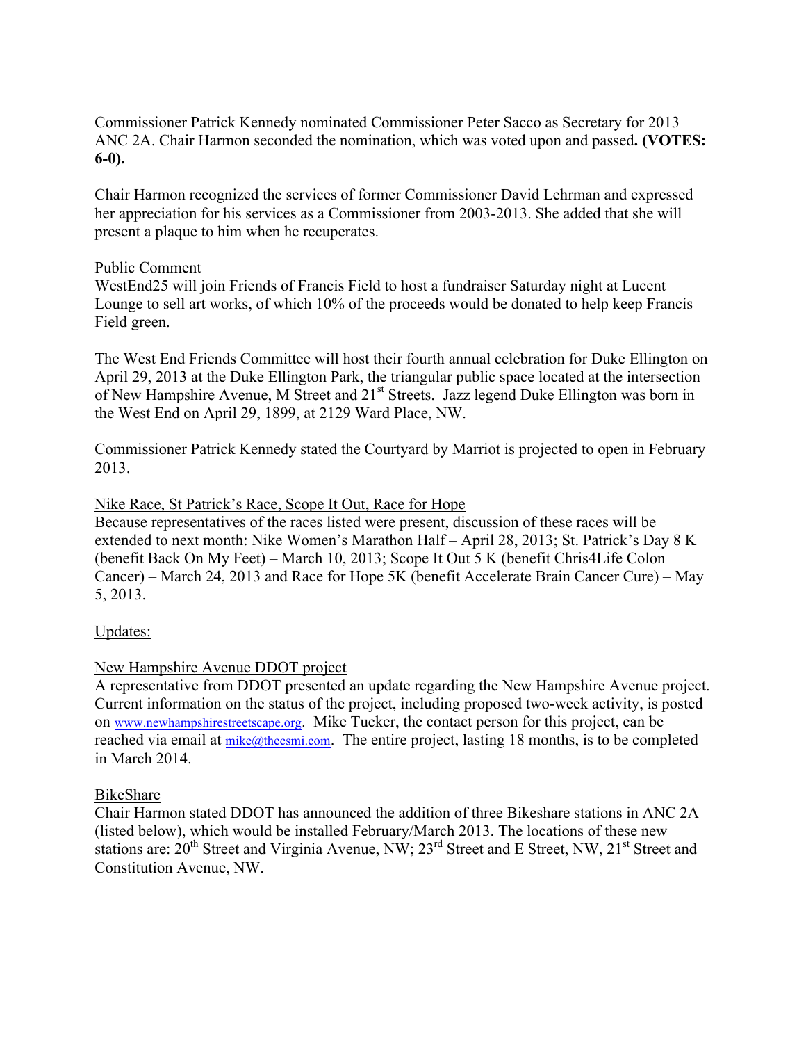Commissioner Patrick Kennedy nominated Commissioner Peter Sacco as Secretary for 2013 ANC 2A. Chair Harmon seconded the nomination, which was voted upon and passed**. (VOTES: 6-0).**

Chair Harmon recognized the services of former Commissioner David Lehrman and expressed her appreciation for his services as a Commissioner from 2003-2013. She added that she will present a plaque to him when he recuperates.

<u>Public Comment</u>

WestEnd25 will join Friends of Francis Field to host a fundraiser Saturday night at Lucent Lounge to sell art works, of which 10% of the proceeds would be donated to help keep Francis Field green.

The West End Friends Committee will host their fourth annual celebration for Duke Ellington on April 29, 2013 at the Duke Ellington Park, the triangular public space located at the intersection of New Hampshire Avenue, M Street and 21st Streets. Jazz legend Duke Ellington was born in the West End on April 29, 1899, at 2129 Ward Place, NW.

Commissioner Patrick Kennedy stated the Courtyard by Marriot is projected to open in February 2013.

<u>Nike Race, St Patrick's Race, Scope It Out, Race for Hope</u>

Because representatives of the races listed were present, discussion of these races will be extended to next month: Nike Women's Marathon Half – April 28, 2013; St. Patrick's Day 8 K (benefit Back On My Feet) – March 10, 2013; Scope It Out 5 K (benefit Chris4Life Colon Cancer) – March 24, 2013 and Race for Hope 5K (benefit Accelerate Brain Cancer Cure) – May 5, 2013.

<u>Updates:</u>

<u>New Hampshire Avenue DDOT project</u>

A representative from DDOT presented an update regarding the New Hampshire Avenue project. Current information on the status of the project, including proposed two-week activity, is posted on www.newhampshirestreetscape.org. Mike Tucker, the contact person for this project, can be reached via email at mike@thecsmi.com. The entire project, lasting 18 months, is to be completed in March 2014.

<u>BikeShare</u>

Chair Harmon stated DDOT has announced the addition of three Bikeshare stations in ANC 2A (listed below), which would be installed February/March 2013. The locations of these new stations are: 20th Street and Virginia Avenue, NW; 23rd Street and E Street, NW, 21st Street and Constitution Avenue, NW.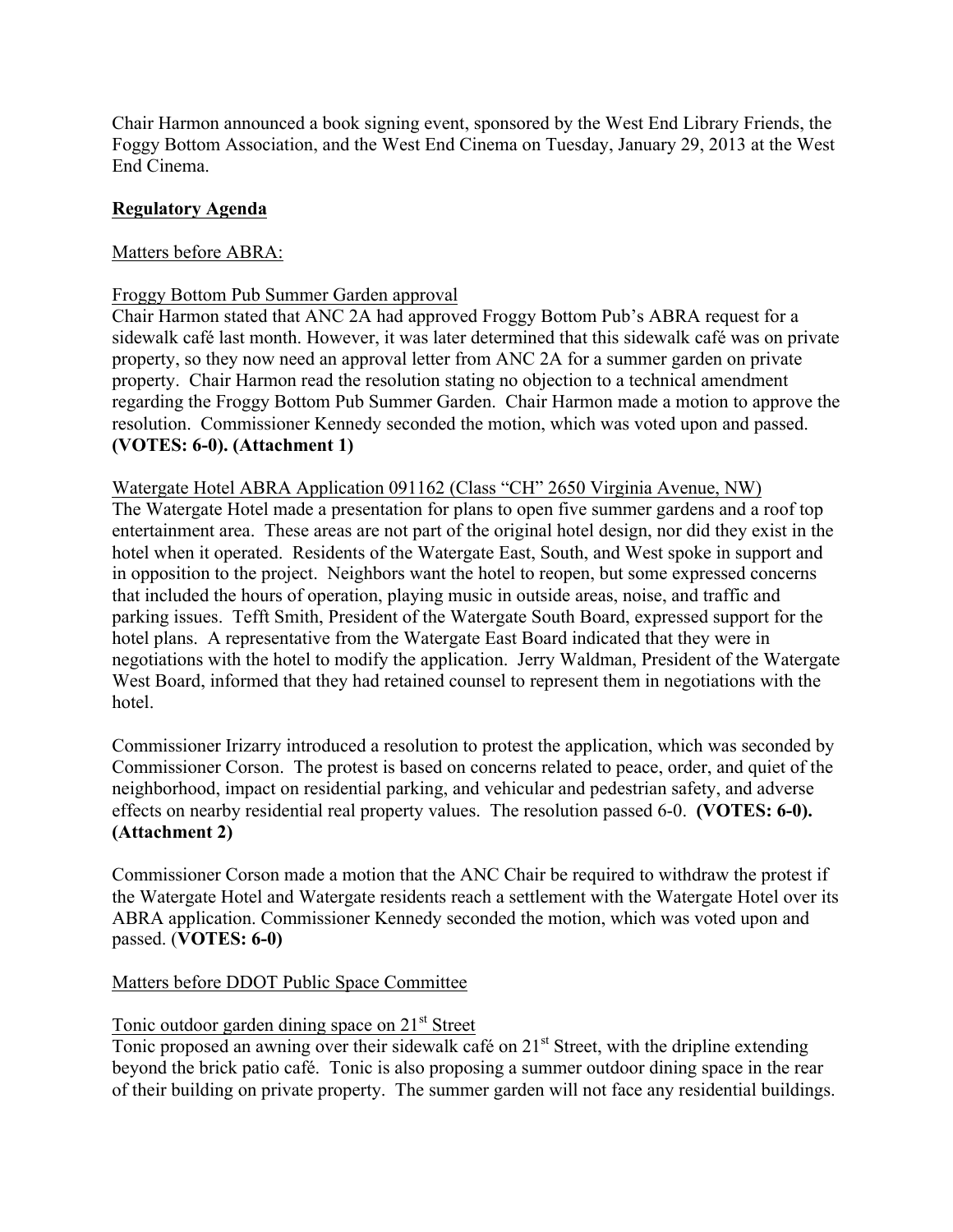Chair Harmon announced a book signing event, sponsored by the West End Library Friends, the Foggy Bottom Association, and the West End Cinema on Tuesday, January 29, 2013 at the West End Cinema.

## Regulatory Agenda

Matters before ABRA:

Froggy Bottom Pub Summer Garden approval

Chair Harmon stated that ANC 2A had approved Froggy Bottom Pub's ABRA request for a sidewalk café last month. However, it was later determined that this sidewalk café was on private property, so they now need an approval letter from ANC 2A for a summer garden on private property. Chair Harmon read the resolution stating no objection to a technical amendment regarding the Froggy Bottom Pub Summer Garden. Chair Harmon made a motion to approve the resolution. Commissioner Kennedy seconded the motion, which was voted upon and passed. **(VOTES: 6-0). (Attachment 1)**

Watergate Hotel ABRA Application 091162 (Class "CH" 2650 Virginia Avenue, NW)

The Watergate Hotel made a presentation for plans to open five summer gardens and a roof top entertainment area. These areas are not part of the original hotel design, nor did they exist in the hotel when it operated. Residents of the Watergate East, South, and West spoke in support and in opposition to the project. Neighbors want the hotel to reopen, but some expressed concerns that included the hours of operation, playing music in outside areas, noise, and traffic and parking issues. Tefft Smith, President of the Watergate South Board, expressed support for the hotel plans. A representative from the Watergate East Board indicated that they were in negotiations with the hotel to modify the application. Jerry Waldman, President of the Watergate West Board, informed that they had retained counsel to represent them in negotiations with the hotel.

Commissioner Irizarry introduced a resolution to protest the application, which was seconded by Commissioner Corson. The protest is based on concerns related to peace, order, and quiet of the neighborhood, impact on residential parking, and vehicular and pedestrian safety, and adverse effects on nearby residential real property values. The resolution passed 6-0. **(VOTES: 6-0). (Attachment 2)**

Commissioner Corson made a motion that the ANC Chair be required to withdraw the protest if the Watergate Hotel and Watergate residents reach a settlement with the Watergate Hotel over its ABRA application. Commissioner Kennedy seconded the motion, which was voted upon and passed. (**VOTES: 6-0)**

Matters before DDOT Public Space Committee

Tonic outdoor garden dining space on 21st Street

Tonic proposed an awning over their sidewalk café on 21st Street, with the dripline extending beyond the brick patio café. Tonic is also proposing a summer outdoor dining space in the rear of their building on private property. The summer garden will not face any residential buildings.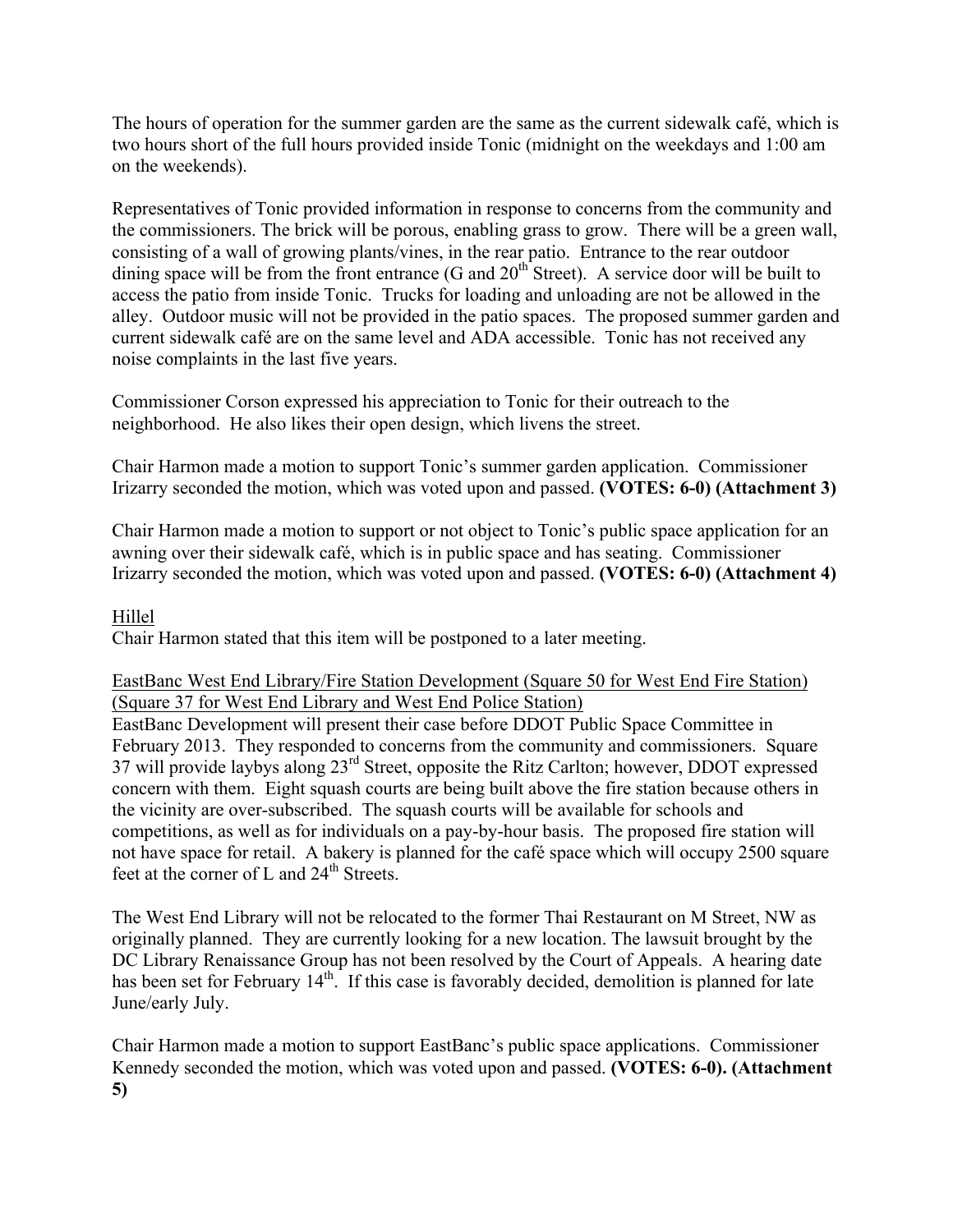The hours of operation for the summer garden are the same as the current sidewalk café, which is two hours short of the full hours provided inside Tonic (midnight on the weekdays and 1:00 am on the weekends).

Representatives of Tonic provided information in response to concerns from the community and the commissioners. The brick will be porous, enabling grass to grow. There will be a green wall, consisting of a wall of growing plants/vines, in the rear patio. Entrance to the rear outdoor dining space will be from the front entrance (G and 20th Street). A service door will be built to access the patio from inside Tonic. Trucks for loading and unloading are not be allowed in the alley. Outdoor music will not be provided in the patio spaces. The proposed summer garden and current sidewalk café are on the same level and ADA accessible. Tonic has not received any noise complaints in the last five years.

Commissioner Corson expressed his appreciation to Tonic for their outreach to the neighborhood. He also likes their open design, which livens the street.

Chair Harmon made a motion to support Tonic's summer garden application. Commissioner Irizarry seconded the motion, which was voted upon and passed. **(VOTES: 6-0) (Attachment 3)**

Chair Harmon made a motion to support or not object to Tonic's public space application for an awning over their sidewalk café, which is in public space and has seating. Commissioner Irizarry seconded the motion, which was voted upon and passed. **(VOTES: 6-0) (Attachment 4)**

Hillel

Chair Harmon stated that this item will be postponed to a later meeting.

EastBanc West End Library/Fire Station Development (Square 50 for West End Fire Station) (Square 37 for West End Library and West End Police Station)

EastBanc Development will present their case before DDOT Public Space Committee in February 2013. They responded to concerns from the community and commissioners. Square 37 will provide laybys along 23rd Street, opposite the Ritz Carlton; however, DDOT expressed concern with them. Eight squash courts are being built above the fire station because others in the vicinity are over-subscribed. The squash courts will be available for schools and competitions, as well as for individuals on a pay-by-hour basis. The proposed fire station will not have space for retail. A bakery is planned for the café space which will occupy 2500 square feet at the corner of L and 24th Streets.

The West End Library will not be relocated to the former Thai Restaurant on M Street, NW as originally planned. They are currently looking for a new location. The lawsuit brought by the DC Library Renaissance Group has not been resolved by the Court of Appeals. A hearing date has been set for February 14th. If this case is favorably decided, demolition is planned for late June/early July.

Chair Harmon made a motion to support EastBanc's public space applications. Commissioner Kennedy seconded the motion, which was voted upon and passed. **(VOTES: 6-0). (Attachment 5)**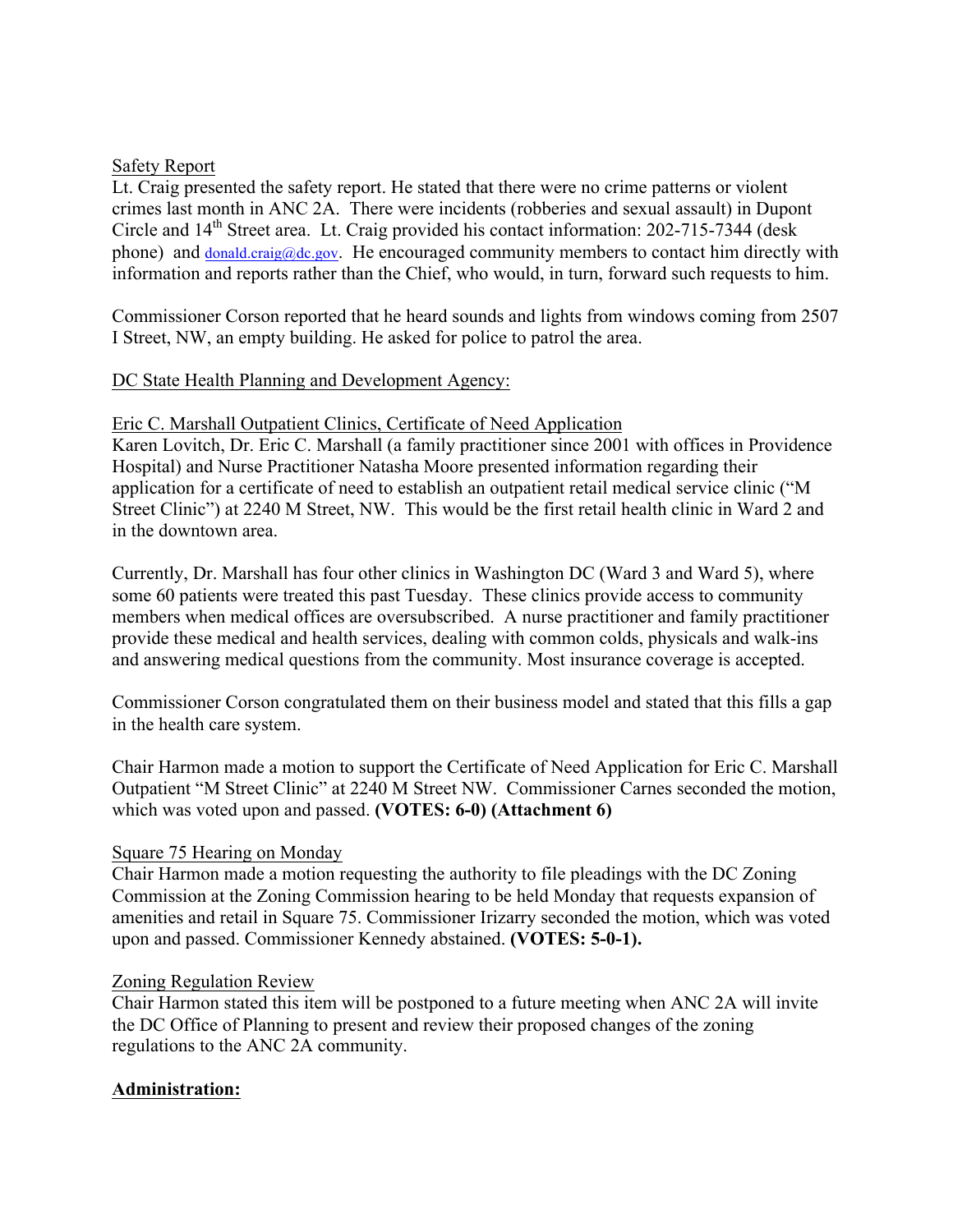Safety Report

Lt. Craig presented the safety report. He stated that there were no crime patterns or violent crimes last month in ANC 2A. There were incidents (robberies and sexual assault) in Dupont Circle and 14th Street area. Lt. Craig provided his contact information: 202-715-7344 (desk phone) and donald.craig@dc.gov. He encouraged community members to contact him directly with information and reports rather than the Chief, who would, in turn, forward such requests to him.

Commissioner Corson reported that he heard sounds and lights from windows coming from 2507 I Street, NW, an empty building. He asked for police to patrol the area.

DC State Health Planning and Development Agency:

Eric C. Marshall Outpatient Clinics, Certificate of Need Application

Karen Lovitch, Dr. Eric C. Marshall (a family practitioner since 2001 with offices in Providence Hospital) and Nurse Practitioner Natasha Moore presented information regarding their application for a certificate of need to establish an outpatient retail medical service clinic ("M Street Clinic") at 2240 M Street, NW. This would be the first retail health clinic in Ward 2 and in the downtown area.

Currently, Dr. Marshall has four other clinics in Washington DC (Ward 3 and Ward 5), where some 60 patients were treated this past Tuesday. These clinics provide access to community members when medical offices are oversubscribed. A nurse practitioner and family practitioner provide these medical and health services, dealing with common colds, physicals and walk-ins and answering medical questions from the community. Most insurance coverage is accepted.

Commissioner Corson congratulated them on their business model and stated that this fills a gap in the health care system.

Chair Harmon made a motion to support the Certificate of Need Application for Eric C. Marshall Outpatient "M Street Clinic" at 2240 M Street NW. Commissioner Carnes seconded the motion, which was voted upon and passed. **(VOTES: 6-0) (Attachment 6)**

Square 75 Hearing on Monday

Chair Harmon made a motion requesting the authority to file pleadings with the DC Zoning Commission at the Zoning Commission hearing to be held Monday that requests expansion of amenities and retail in Square 75. Commissioner Irizarry seconded the motion, which was voted upon and passed. Commissioner Kennedy abstained. **(VOTES: 5-0-1).**

Zoning Regulation Review

Chair Harmon stated this item will be postponed to a future meeting when ANC 2A will invite the DC Office of Planning to present and review their proposed changes of the zoning regulations to the ANC 2A community.

**Administration:**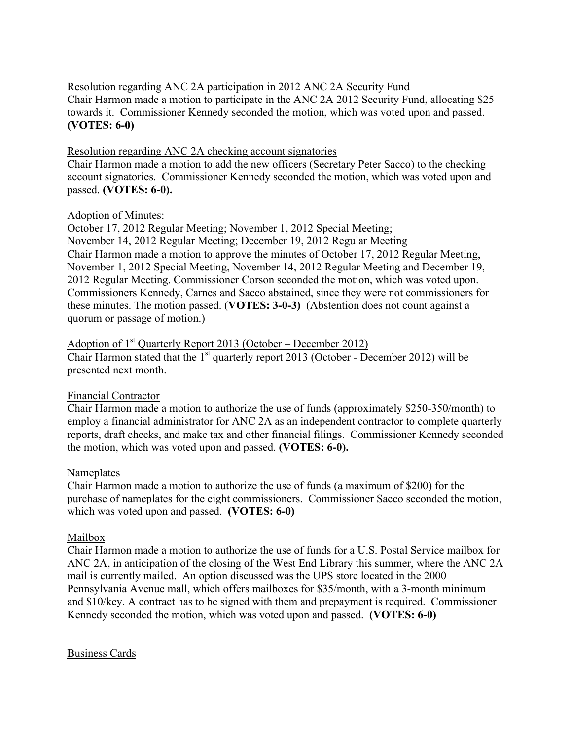Resolution regarding ANC 2A participation in 2012 ANC 2A Security Fund

Chair Harmon made a motion to participate in the ANC 2A 2012 Security Fund, allocating $25 towards it. Commissioner Kennedy seconded the motion, which was voted upon and passed. **(VOTES: 6-0)**

Resolution regarding ANC 2A checking account signatories

Chair Harmon made a motion to add the new officers (Secretary Peter Sacco) to the checking account signatories. Commissioner Kennedy seconded the motion, which was voted upon and passed. **(VOTES: 6-0).**

Adoption of Minutes:

October 17, 2012 Regular Meeting; November 1, 2012 Special Meeting;
November 14, 2012 Regular Meeting; December 19, 2012 Regular Meeting

Chair Harmon made a motion to approve the minutes of October 17, 2012 Regular Meeting, November 1, 2012 Special Meeting, November 14, 2012 Regular Meeting and December 19, 2012 Regular Meeting. Commissioner Corson seconded the motion, which was voted upon. Commissioners Kennedy, Carnes and Sacco abstained, since they were not commissioners for these minutes. The motion passed. (**VOTES: 3-0-3)** (Abstention does not count against a quorum or passage of motion.)

Adoption of 1st Quarterly Report 2013 (October – December 2012)

Chair Harmon stated that the 1st quarterly report 2013 (October - December 2012) will be presented next month.

Financial Contractor

Chair Harmon made a motion to authorize the use of funds (approximately $250-350/month) to employ a financial administrator for ANC 2A as an independent contractor to complete quarterly reports, draft checks, and make tax and other financial filings. Commissioner Kennedy seconded the motion, which was voted upon and passed. **(VOTES: 6-0).**

Nameplates

Chair Harmon made a motion to authorize the use of funds (a maximum of $200) for the purchase of nameplates for the eight commissioners. Commissioner Sacco seconded the motion, which was voted upon and passed. **(VOTES: 6-0)**

Mailbox

Chair Harmon made a motion to authorize the use of funds for a U.S. Postal Service mailbox for ANC 2A, in anticipation of the closing of the West End Library this summer, where the ANC 2A mail is currently mailed. An option discussed was the UPS store located in the 2000 Pennsylvania Avenue mall, which offers mailboxes for $35/month, with a 3-month minimum and $10/key. A contract has to be signed with them and prepayment is required. Commissioner Kennedy seconded the motion, which was voted upon and passed. **(VOTES: 6-0)**

Business Cards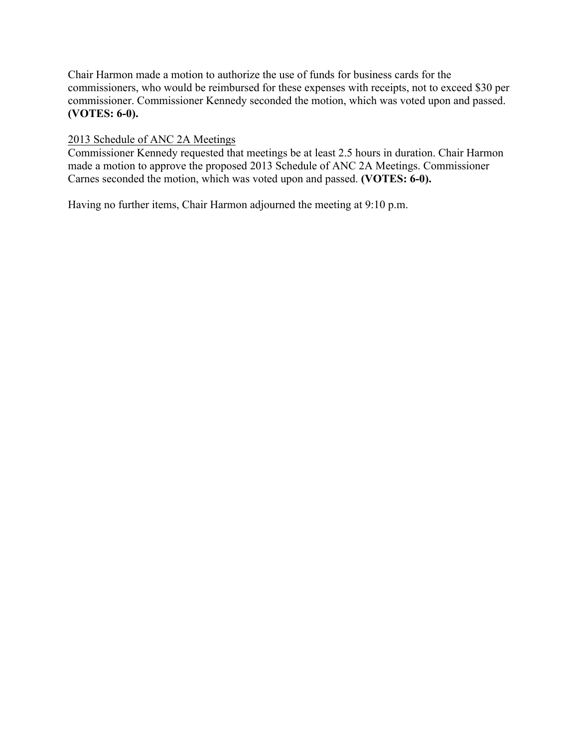Chair Harmon made a motion to authorize the use of funds for business cards for the commissioners, who would be reimbursed for these expenses with receipts, not to exceed $30 per commissioner. Commissioner Kennedy seconded the motion, which was voted upon and passed. **(VOTES: 6-0).**

<u>2013 Schedule of ANC 2A Meetings</u>
Commissioner Kennedy requested that meetings be at least 2.5 hours in duration. Chair Harmon made a motion to approve the proposed 2013 Schedule of ANC 2A Meetings. Commissioner Carnes seconded the motion, which was voted upon and passed. **(VOTES: 6-0).**

Having no further items, Chair Harmon adjourned the meeting at 9:10 p.m.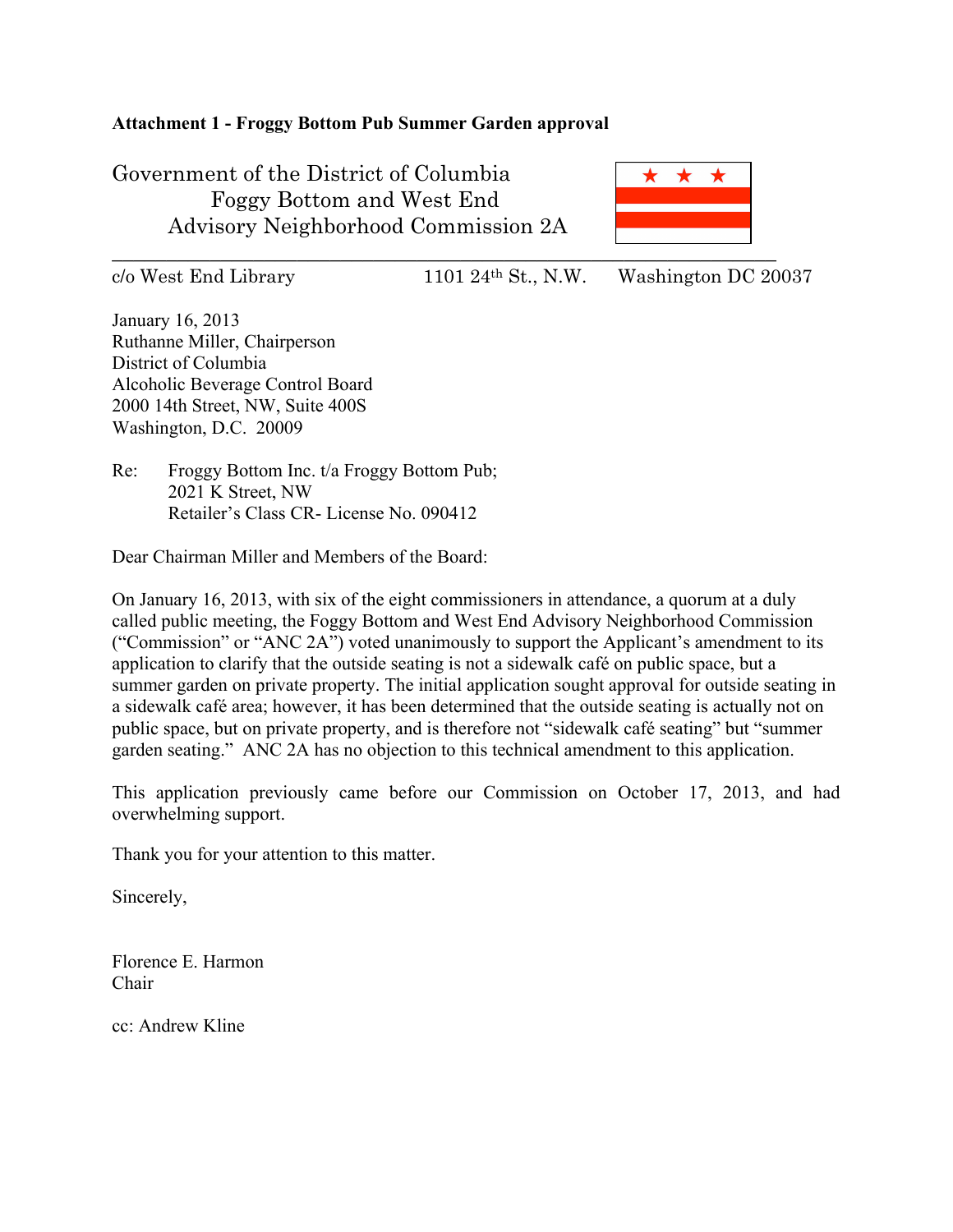**Attachment 1 - Froggy Bottom Pub Summer Garden approval**

Government of the District of Columbia
Foggy Bottom and West End
Advisory Neighborhood Commission 2A

c/o West End Library 1101 24th St., N.W. Washington DC 20037

January 16, 2013
Ruthanne Miller, Chairperson
District of Columbia
Alcoholic Beverage Control Board
2000 14th Street, NW, Suite 400S
Washington, D.C. 20009

Re: Froggy Bottom Inc. t/a Froggy Bottom Pub;
2021 K Street, NW
Retailer's Class CR- License No. 090412

Dear Chairman Miller and Members of the Board:

On January 16, 2013, with six of the eight commissioners in attendance, a quorum at a duly called public meeting, the Foggy Bottom and West End Advisory Neighborhood Commission ("Commission" or "ANC 2A") voted unanimously to support the Applicant's amendment to its application to clarify that the outside seating is not a sidewalk café on public space, but a summer garden on private property. The initial application sought approval for outside seating in a sidewalk café area; however, it has been determined that the outside seating is actually not on public space, but on private property, and is therefore not "sidewalk café seating" but "summer garden seating." ANC 2A has no objection to this technical amendment to this application.

This application previously came before our Commission on October 17, 2013, and had overwhelming support.

Thank you for your attention to this matter.

Sincerely,

Florence E. Harmon
Chair

cc: Andrew Kline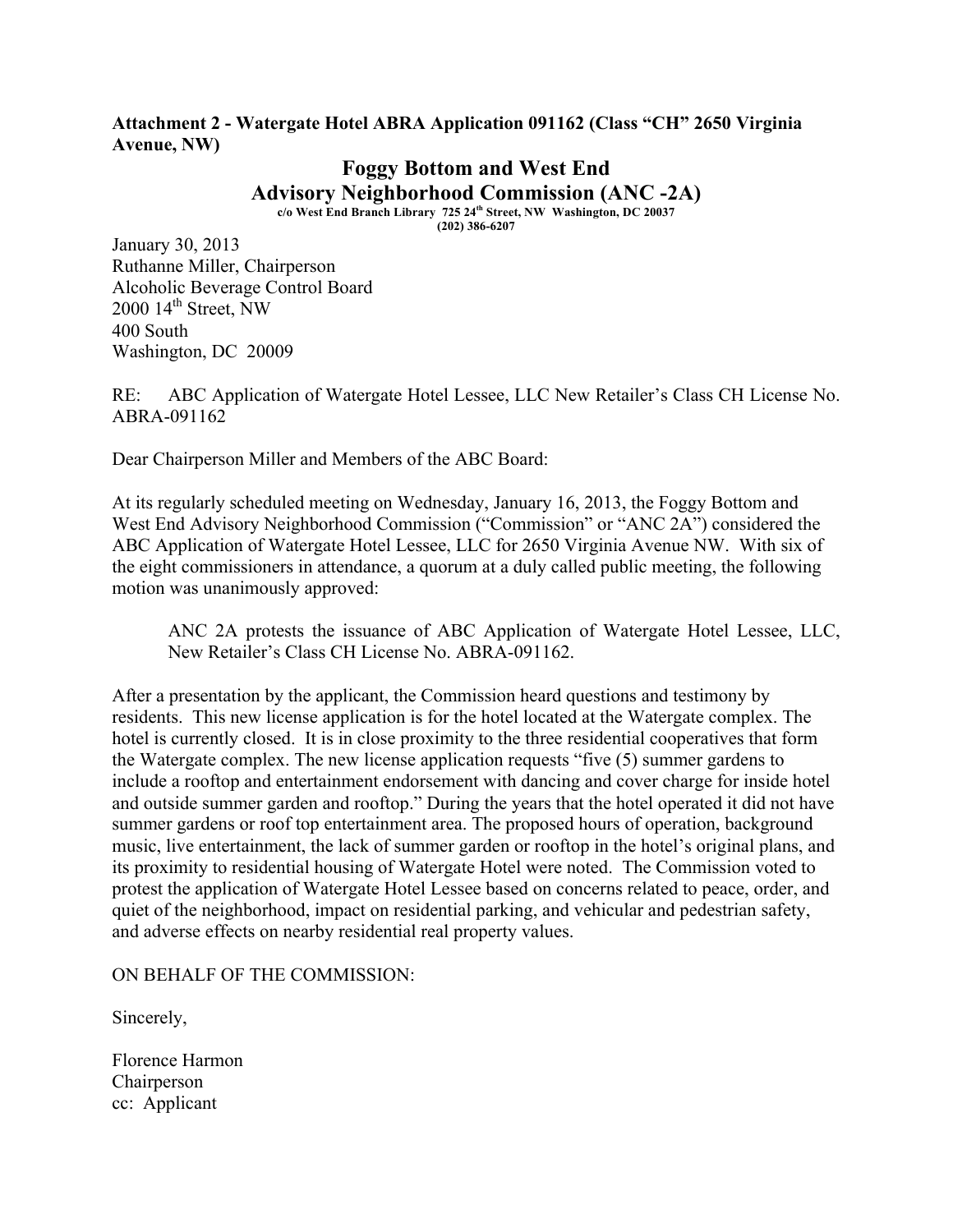**Attachment 2 - Watergate Hotel ABRA Application 091162 (Class "CH" 2650 Virginia Avenue, NW)**

# Foggy Bottom and West End Advisory Neighborhood Commission (ANC -2A)

**c/o West End Branch Library 725 24th Street, NW Washington, DC 20037**
**(202) 386-6207**

January 30, 2013
Ruthanne Miller, Chairperson
Alcoholic Beverage Control Board
2000 14th Street, NW
400 South
Washington, DC 20009

RE: ABC Application of Watergate Hotel Lessee, LLC New Retailer's Class CH License No. ABRA-091162

Dear Chairperson Miller and Members of the ABC Board:

At its regularly scheduled meeting on Wednesday, January 16, 2013, the Foggy Bottom and West End Advisory Neighborhood Commission ("Commission" or "ANC 2A") considered the ABC Application of Watergate Hotel Lessee, LLC for 2650 Virginia Avenue NW. With six of the eight commissioners in attendance, a quorum at a duly called public meeting, the following motion was unanimously approved:

> ANC 2A protests the issuance of ABC Application of Watergate Hotel Lessee, LLC, New Retailer's Class CH License No. ABRA-091162.

After a presentation by the applicant, the Commission heard questions and testimony by residents. This new license application is for the hotel located at the Watergate complex. The hotel is currently closed. It is in close proximity to the three residential cooperatives that form the Watergate complex. The new license application requests "five (5) summer gardens to include a rooftop and entertainment endorsement with dancing and cover charge for inside hotel and outside summer garden and rooftop." During the years that the hotel operated it did not have summer gardens or roof top entertainment area. The proposed hours of operation, background music, live entertainment, the lack of summer garden or rooftop in the hotel's original plans, and its proximity to residential housing of Watergate Hotel were noted. The Commission voted to protest the application of Watergate Hotel Lessee based on concerns related to peace, order, and quiet of the neighborhood, impact on residential parking, and vehicular and pedestrian safety, and adverse effects on nearby residential real property values.

ON BEHALF OF THE COMMISSION:

Sincerely,

Florence Harmon
Chairperson
cc: Applicant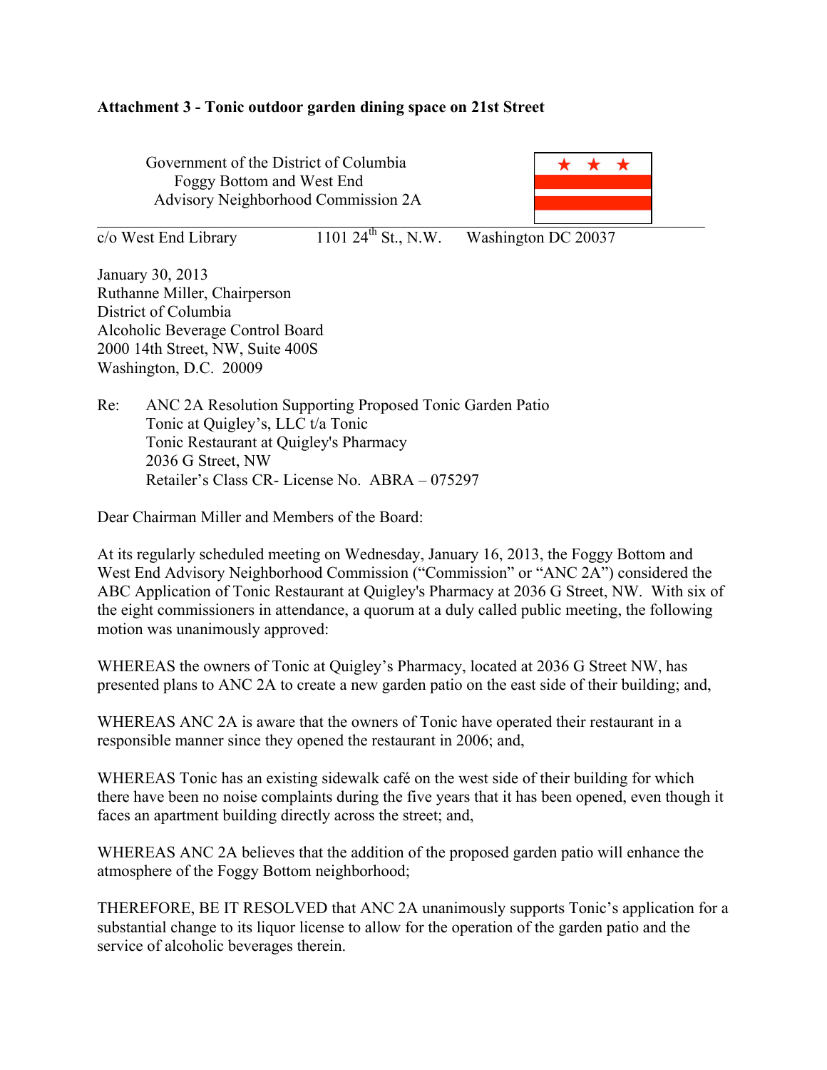**Attachment 3 - Tonic outdoor garden dining space on 21st Street**

Government of the District of Columbia
Foggy Bottom and West End
Advisory Neighborhood Commission 2A

c/o West End Library 1101 24$^{th}$ St., N.W. Washington DC 20037

January 30, 2013
Ruthanne Miller, Chairperson
District of Columbia
Alcoholic Beverage Control Board
2000 14th Street, NW, Suite 400S
Washington, D.C. 20009

Re: ANC 2A Resolution Supporting Proposed Tonic Garden Patio
Tonic at Quigley's, LLC t/a Tonic
Tonic Restaurant at Quigley's Pharmacy
2036 G Street, NW
Retailer's Class CR- License No. ABRA – 075297

Dear Chairman Miller and Members of the Board:

At its regularly scheduled meeting on Wednesday, January 16, 2013, the Foggy Bottom and West End Advisory Neighborhood Commission ("Commission" or "ANC 2A") considered the ABC Application of Tonic Restaurant at Quigley's Pharmacy at 2036 G Street, NW. With six of the eight commissioners in attendance, a quorum at a duly called public meeting, the following motion was unanimously approved:

WHEREAS the owners of Tonic at Quigley's Pharmacy, located at 2036 G Street NW, has presented plans to ANC 2A to create a new garden patio on the east side of their building; and,

WHEREAS ANC 2A is aware that the owners of Tonic have operated their restaurant in a responsible manner since they opened the restaurant in 2006; and,

WHEREAS Tonic has an existing sidewalk café on the west side of their building for which there have been no noise complaints during the five years that it has been opened, even though it faces an apartment building directly across the street; and,

WHEREAS ANC 2A believes that the addition of the proposed garden patio will enhance the atmosphere of the Foggy Bottom neighborhood;

THEREFORE, BE IT RESOLVED that ANC 2A unanimously supports Tonic's application for a substantial change to its liquor license to allow for the operation of the garden patio and the service of alcoholic beverages therein.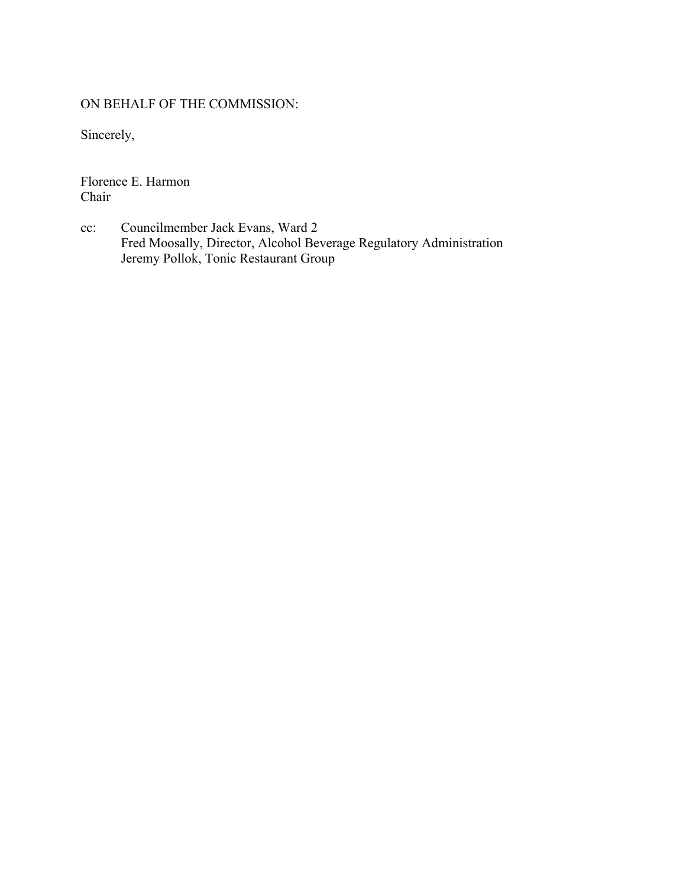ON BEHALF OF THE COMMISSION:

Sincerely,

Florence E. Harmon
Chair

cc: Councilmember Jack Evans, Ward 2
Fred Moosally, Director, Alcohol Beverage Regulatory Administration
Jeremy Pollok, Tonic Restaurant Group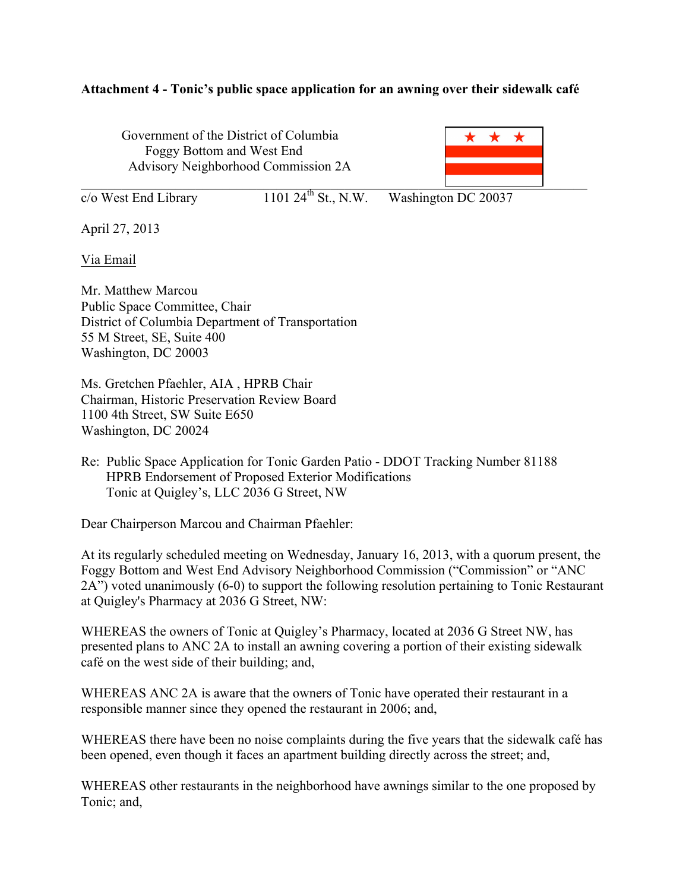**Attachment 4 - Tonic's public space application for an awning over their sidewalk café**

Government of the District of Columbia
Foggy Bottom and West End
Advisory Neighborhood Commission 2A

c/o West End Library 1101 24th St., N.W. Washington DC 20037

April 27, 2013

Via Email

Mr. Matthew Marcou
Public Space Committee, Chair
District of Columbia Department of Transportation
55 M Street, SE, Suite 400
Washington, DC 20003

Ms. Gretchen Pfaehler, AIA , HPRB Chair
Chairman, Historic Preservation Review Board
1100 4th Street, SW Suite E650
Washington, DC 20024

Re: Public Space Application for Tonic Garden Patio - DDOT Tracking Number 81188
HPRB Endorsement of Proposed Exterior Modifications
Tonic at Quigley's, LLC 2036 G Street, NW

Dear Chairperson Marcou and Chairman Pfaehler:

At its regularly scheduled meeting on Wednesday, January 16, 2013, with a quorum present, the Foggy Bottom and West End Advisory Neighborhood Commission ("Commission" or "ANC 2A") voted unanimously (6-0) to support the following resolution pertaining to Tonic Restaurant at Quigley's Pharmacy at 2036 G Street, NW:

WHEREAS the owners of Tonic at Quigley's Pharmacy, located at 2036 G Street NW, has presented plans to ANC 2A to install an awning covering a portion of their existing sidewalk café on the west side of their building; and,

WHEREAS ANC 2A is aware that the owners of Tonic have operated their restaurant in a responsible manner since they opened the restaurant in 2006; and,

WHEREAS there have been no noise complaints during the five years that the sidewalk café has been opened, even though it faces an apartment building directly across the street; and,

WHEREAS other restaurants in the neighborhood have awnings similar to the one proposed by Tonic; and,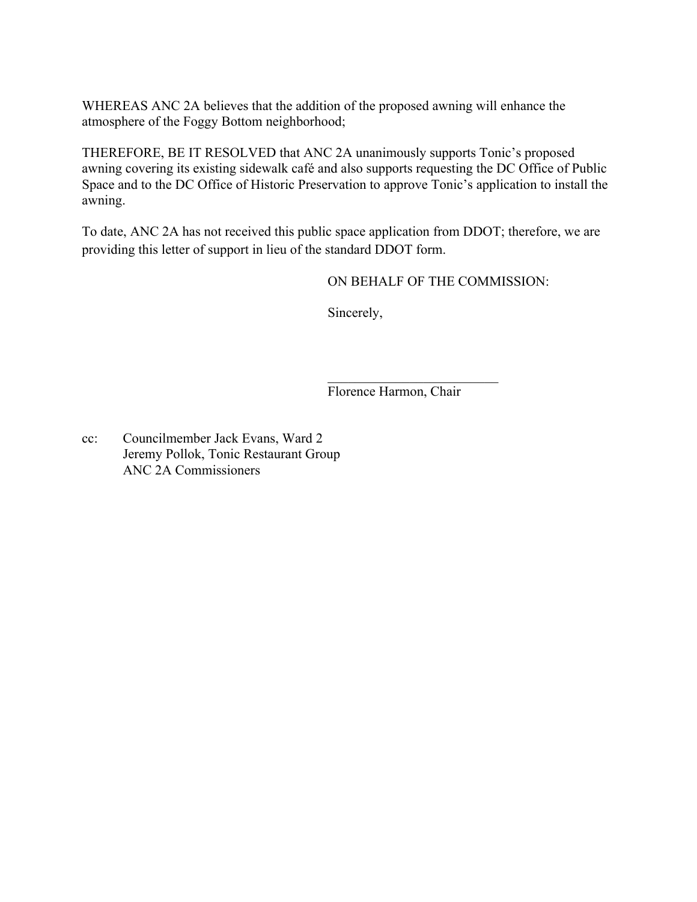WHEREAS ANC 2A believes that the addition of the proposed awning will enhance the atmosphere of the Foggy Bottom neighborhood;

THEREFORE, BE IT RESOLVED that ANC 2A unanimously supports Tonic's proposed awning covering its existing sidewalk café and also supports requesting the DC Office of Public Space and to the DC Office of Historic Preservation to approve Tonic's application to install the awning.

To date, ANC 2A has not received this public space application from DDOT; therefore, we are providing this letter of support in lieu of the standard DDOT form.

ON BEHALF OF THE COMMISSION:

Sincerely,

___________________________
Florence Harmon, Chair

cc: Councilmember Jack Evans, Ward 2
Jeremy Pollok, Tonic Restaurant Group
ANC 2A Commissioners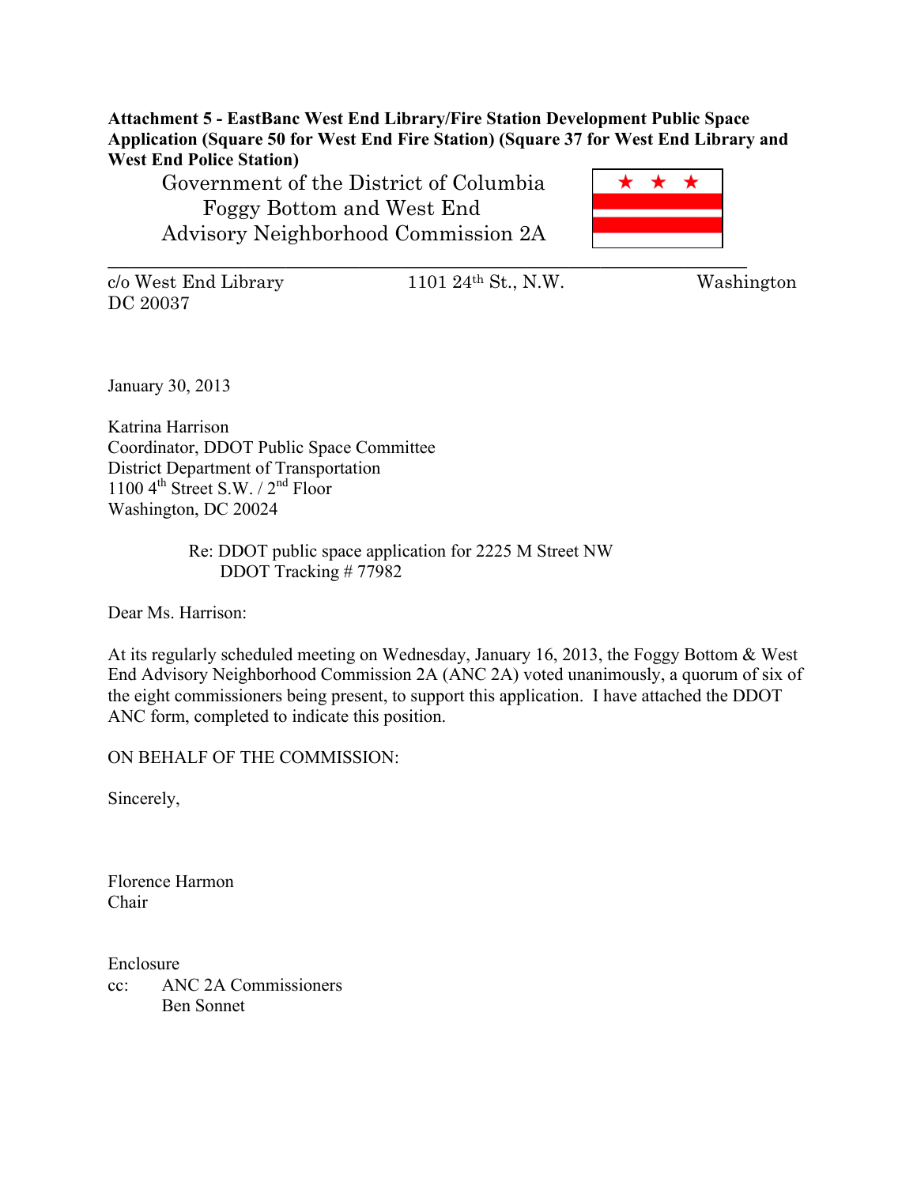**Attachment 5 - EastBanc West End Library/Fire Station Development Public Space Application (Square 50 for West End Fire Station) (Square 37 for West End Library and West End Police Station)**

Government of the District of Columbia
Foggy Bottom and West End
Advisory Neighborhood Commission 2A

---

c/o West End Library 1101 24th St., N.W. Washington DC 20037

January 30, 2013

Katrina Harrison
Coordinator, DDOT Public Space Committee
District Department of Transportation
1100 4th Street S.W. / 2nd Floor
Washington, DC 20024

Re: DDOT public space application for 2225 M Street NW
DDOT Tracking # 77982

Dear Ms. Harrison:

At its regularly scheduled meeting on Wednesday, January 16, 2013, the Foggy Bottom & West End Advisory Neighborhood Commission 2A (ANC 2A) voted unanimously, a quorum of six of the eight commissioners being present, to support this application. I have attached the DDOT ANC form, completed to indicate this position.

ON BEHALF OF THE COMMISSION:

Sincerely,

Florence Harmon
Chair

Enclosure
cc: ANC 2A Commissioners
Ben Sonnet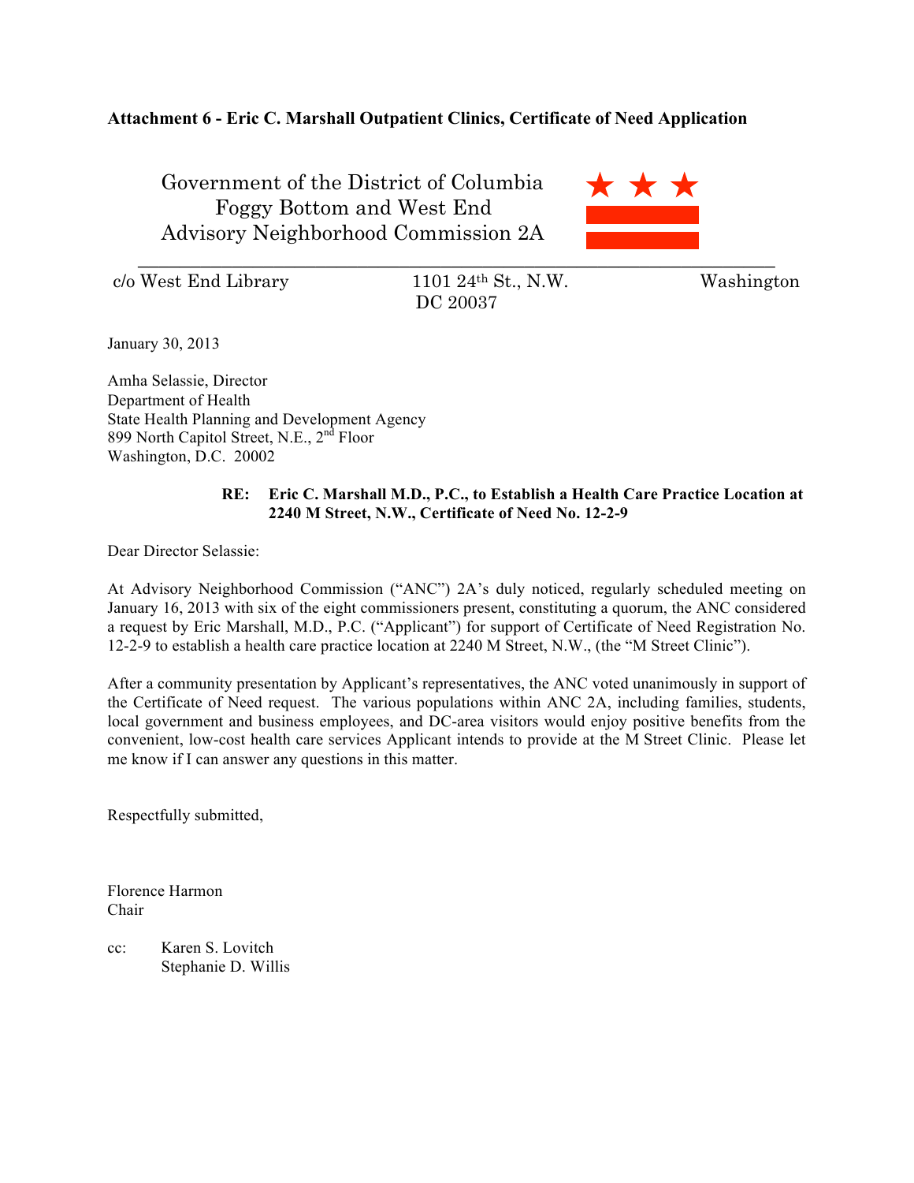**Attachment 6 - Eric C. Marshall Outpatient Clinics, Certificate of Need Application**

Government of the District of Columbia
Foggy Bottom and West End
Advisory Neighborhood Commission 2A

c/o West End Library    1101 24th St., N.W.    Washington DC 20037

January 30, 2013

Amha Selassie, Director
Department of Health
State Health Planning and Development Agency
899 North Capitol Street, N.E., 2nd Floor
Washington, D.C. 20002

**RE: Eric C. Marshall M.D., P.C., to Establish a Health Care Practice Location at 2240 M Street, N.W., Certificate of Need No. 12-2-9**

Dear Director Selassie:

At Advisory Neighborhood Commission ("ANC") 2A's duly noticed, regularly scheduled meeting on January 16, 2013 with six of the eight commissioners present, constituting a quorum, the ANC considered a request by Eric Marshall, M.D., P.C. ("Applicant") for support of Certificate of Need Registration No. 12-2-9 to establish a health care practice location at 2240 M Street, N.W., (the "M Street Clinic").

After a community presentation by Applicant's representatives, the ANC voted unanimously in support of the Certificate of Need request. The various populations within ANC 2A, including families, students, local government and business employees, and DC-area visitors would enjoy positive benefits from the convenient, low-cost health care services Applicant intends to provide at the M Street Clinic. Please let me know if I can answer any questions in this matter.

Respectfully submitted,

Florence Harmon
Chair

cc: Karen S. Lovitch
Stephanie D. Willis